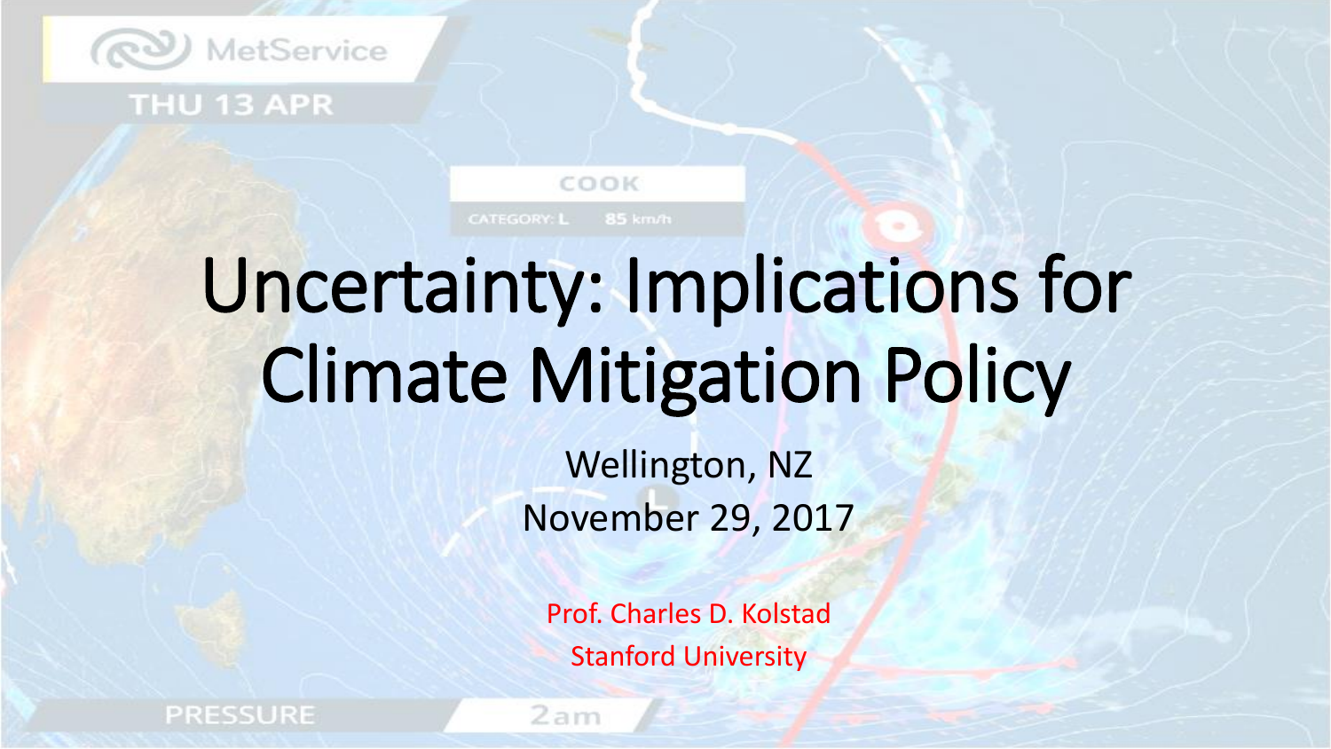# Uncertainty: Implications for Climate Mitigation Policy

Wellington, NZ

November 29, 2017

Prof. Charles D. Kolstad

Stanford University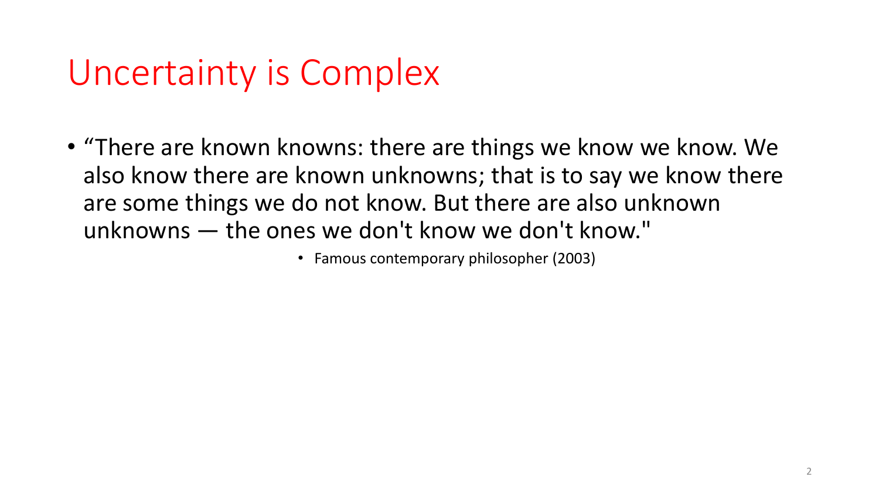# Uncertainty is Complex

- “There are known knowns: there are things we know we know. We also know there are known unknowns; that is to say we know there are some things we do not know. But there are also unknown unknowns — the ones we don't know we don't know."
  - Famous contemporary philosopher (2003)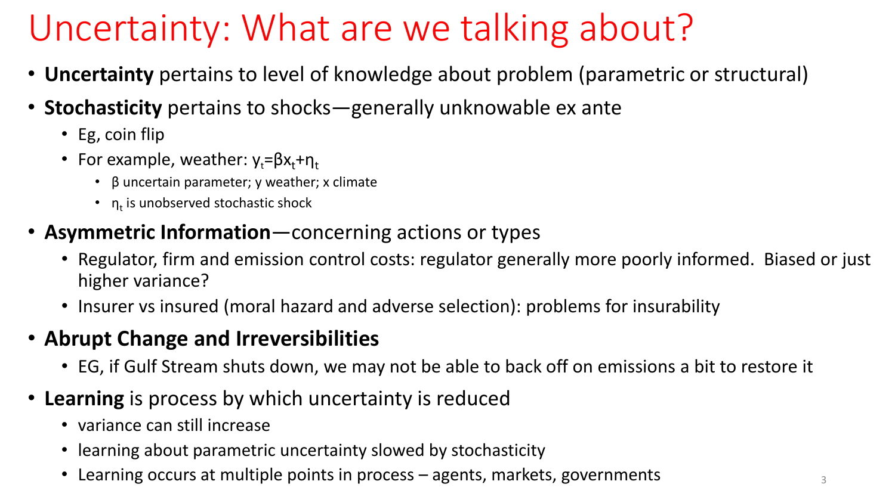# Uncertainty: What are we talking about?

- **Uncertainty** pertains to level of knowledge about problem (parametric or structural)
- **Stochasticity** pertains to shocks—generally unknowable ex ante
  - Eg, coin flip
  - For example, weather: $y_t = \beta x_t + \eta_t$
    - $\beta$ uncertain parameter; y weather; x climate
    - $\eta_t$ is unobserved stochastic shock
- **Asymmetric Information**—concerning actions or types
  - Regulator, firm and emission control costs: regulator generally more poorly informed. Biased or just higher variance?
  - Insurer vs insured (moral hazard and adverse selection): problems for insurability
- **Abrupt Change and Irreversibilities**
  - EG, if Gulf Stream shuts down, we may not be able to back off on emissions a bit to restore it
- **Learning** is process by which uncertainty is reduced
  - variance can still increase
  - learning about parametric uncertainty slowed by stochasticity
  - Learning occurs at multiple points in process – agents, markets, governments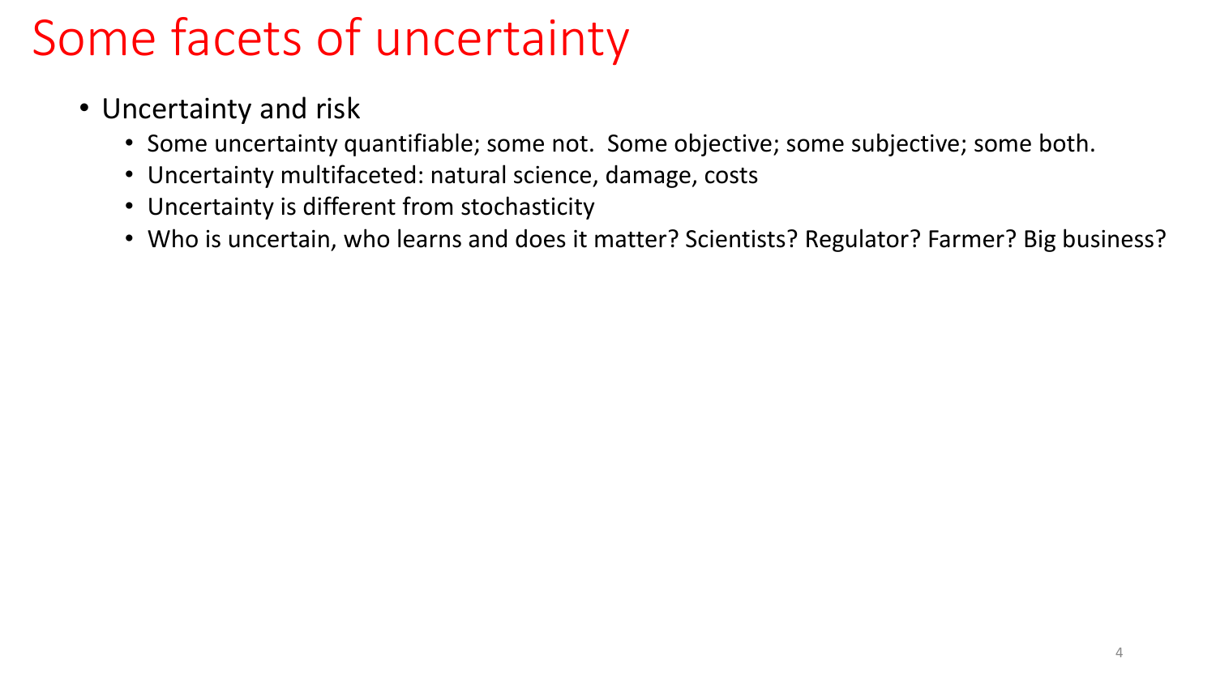# Some facets of uncertainty

- Uncertainty and risk
  - Some uncertainty quantifiable; some not.  Some objective; some subjective; some both.
  - Uncertainty multifaceted: natural science, damage, costs
  - Uncertainty is different from stochasticity
  - Who is uncertain, who learns and does it matter? Scientists? Regulator? Farmer? Big business?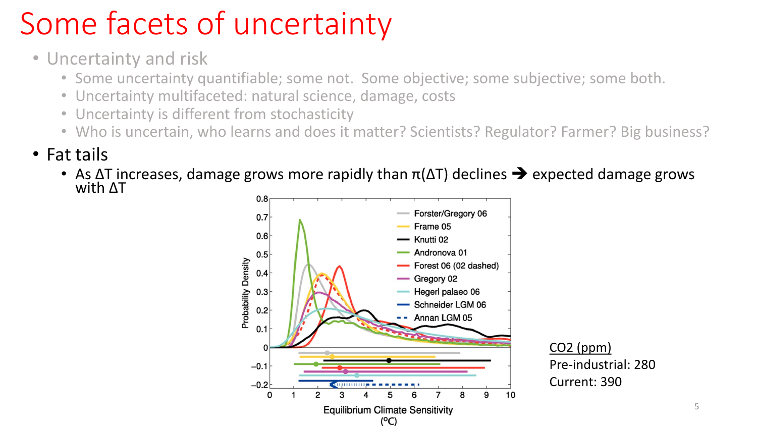# Some facets of uncertainty

- Uncertainty and risk
  - Some uncertainty quantifiable; some not. Some objective; some subjective; some both.
  - Uncertainty multifaceted: natural science, damage, costs
  - Uncertainty is different from stochasticity
  - Who is uncertain, who learns and does it matter? Scientists? Regulator? Farmer? Big business?
- Fat tails
  - As $\Delta T$ increases, damage grows more rapidly than $\pi(\Delta T)$ declines ➔ expected damage grows with $\Delta T$

CO2 (ppm)

Pre-industrial: 280

Current: 390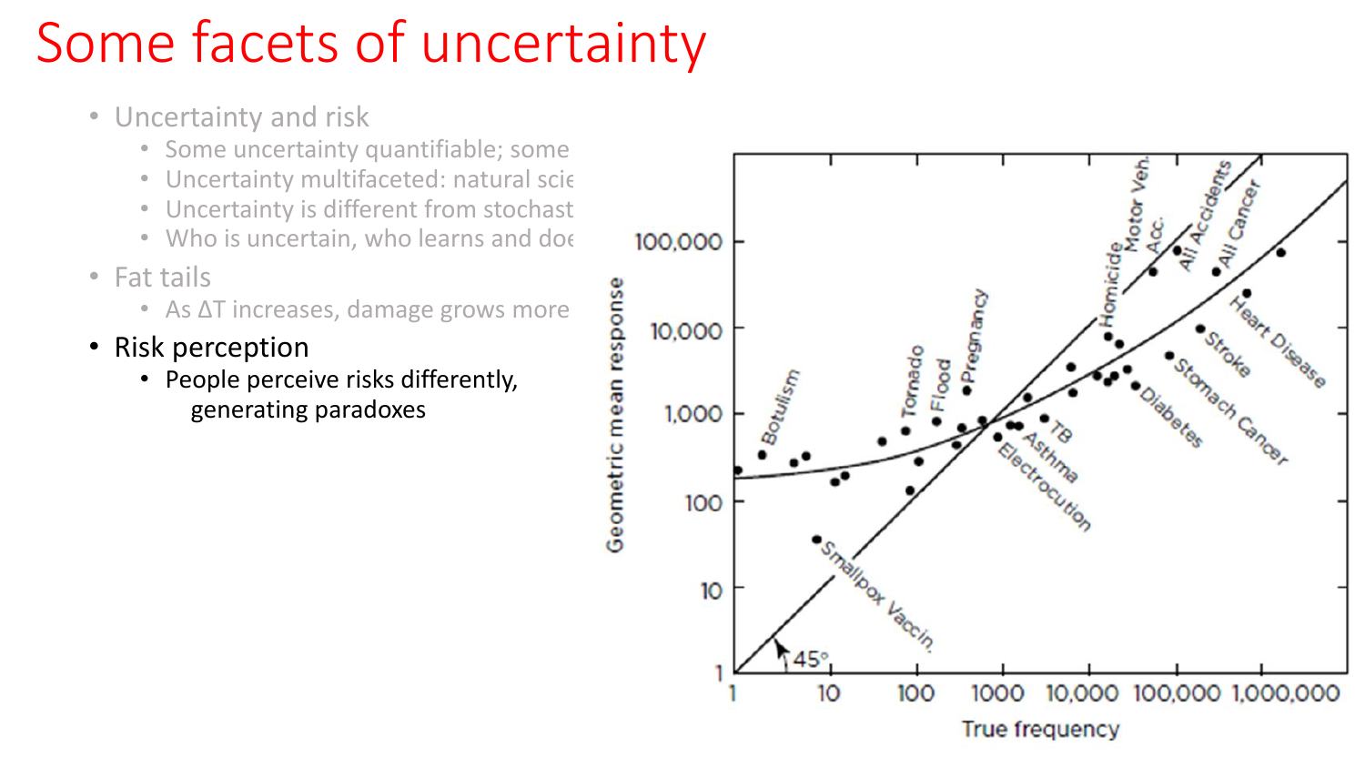# Some facets of uncertainty

- Uncertainty and risk
  - Some uncertainty quantifiable; some
  - Uncertainty multifaceted: natural scie
  - Uncertainty is different from stochast
  - Who is uncertain, who learns and doe
- Fat tails
  - As ΔT increases, damage grows more
- Risk perception
  - People perceive risks differently, generating paradoxes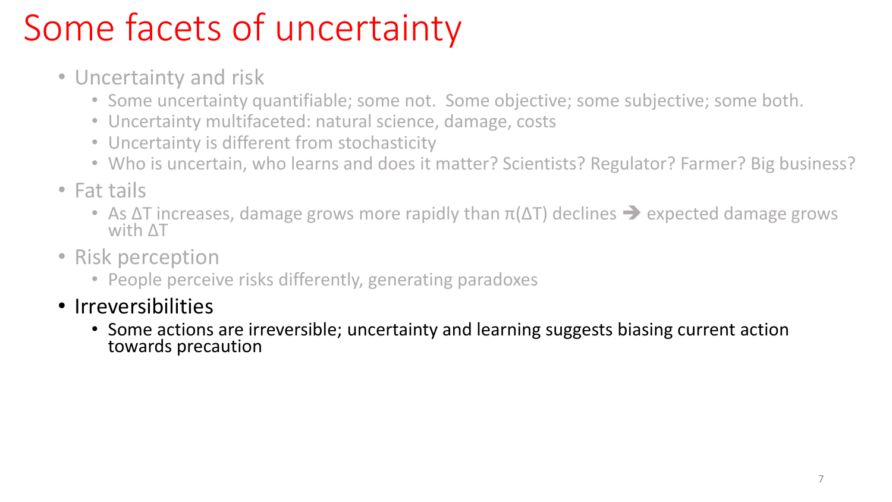# Some facets of uncertainty

- Uncertainty and risk
  - Some uncertainty quantifiable; some not. Some objective; some subjective; some both.
  - Uncertainty multifaceted: natural science, damage, costs
  - Uncertainty is different from stochasticity
  - Who is uncertain, who learns and does it matter? Scientists? Regulator? Farmer? Big business?
- Fat tails
  - As $\Delta T$ increases, damage grows more rapidly than $\pi(\Delta T)$ declines ➔ expected damage grows with $\Delta T$
- Risk perception
  - People perceive risks differently, generating paradoxes
- Irreversibilities
  - Some actions are irreversible; uncertainty and learning suggests biasing current action towards precaution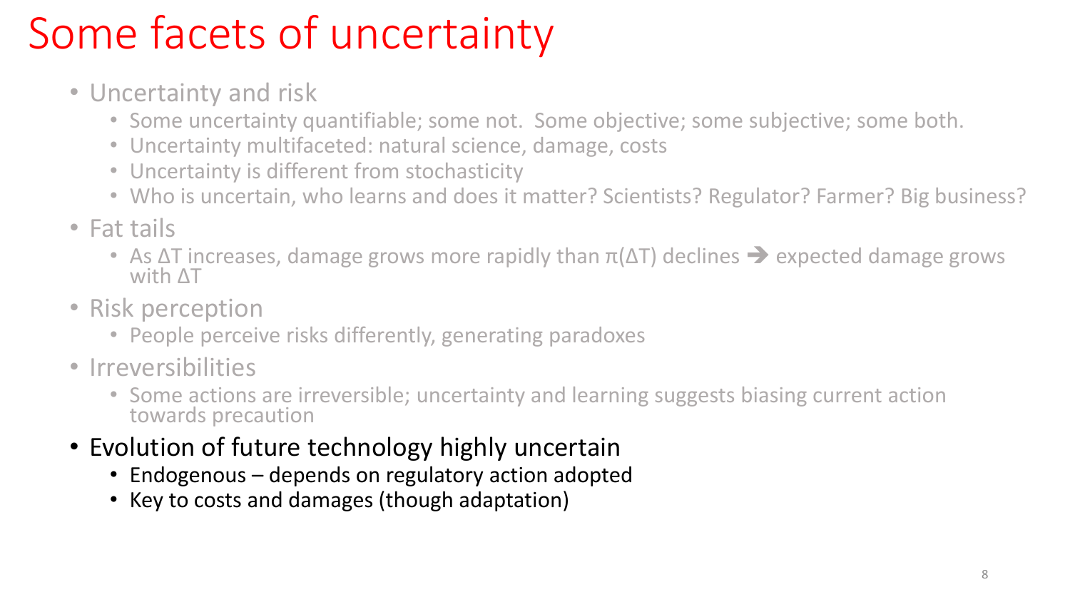# Some facets of uncertainty

- Uncertainty and risk
  - Some uncertainty quantifiable; some not. Some objective; some subjective; some both.
  - Uncertainty multifaceted: natural science, damage, costs
  - Uncertainty is different from stochasticity
  - Who is uncertain, who learns and does it matter? Scientists? Regulator? Farmer? Big business?
- Fat tails
  - As $\Delta T$ increases, damage grows more rapidly than $\pi(\Delta T)$ declines ➔ expected damage grows with $\Delta T$
- Risk perception
  - People perceive risks differently, generating paradoxes
- Irreversibilities
  - Some actions are irreversible; uncertainty and learning suggests biasing current action towards precaution
- Evolution of future technology highly uncertain
  - Endogenous – depends on regulatory action adopted
  - Key to costs and damages (though adaptation)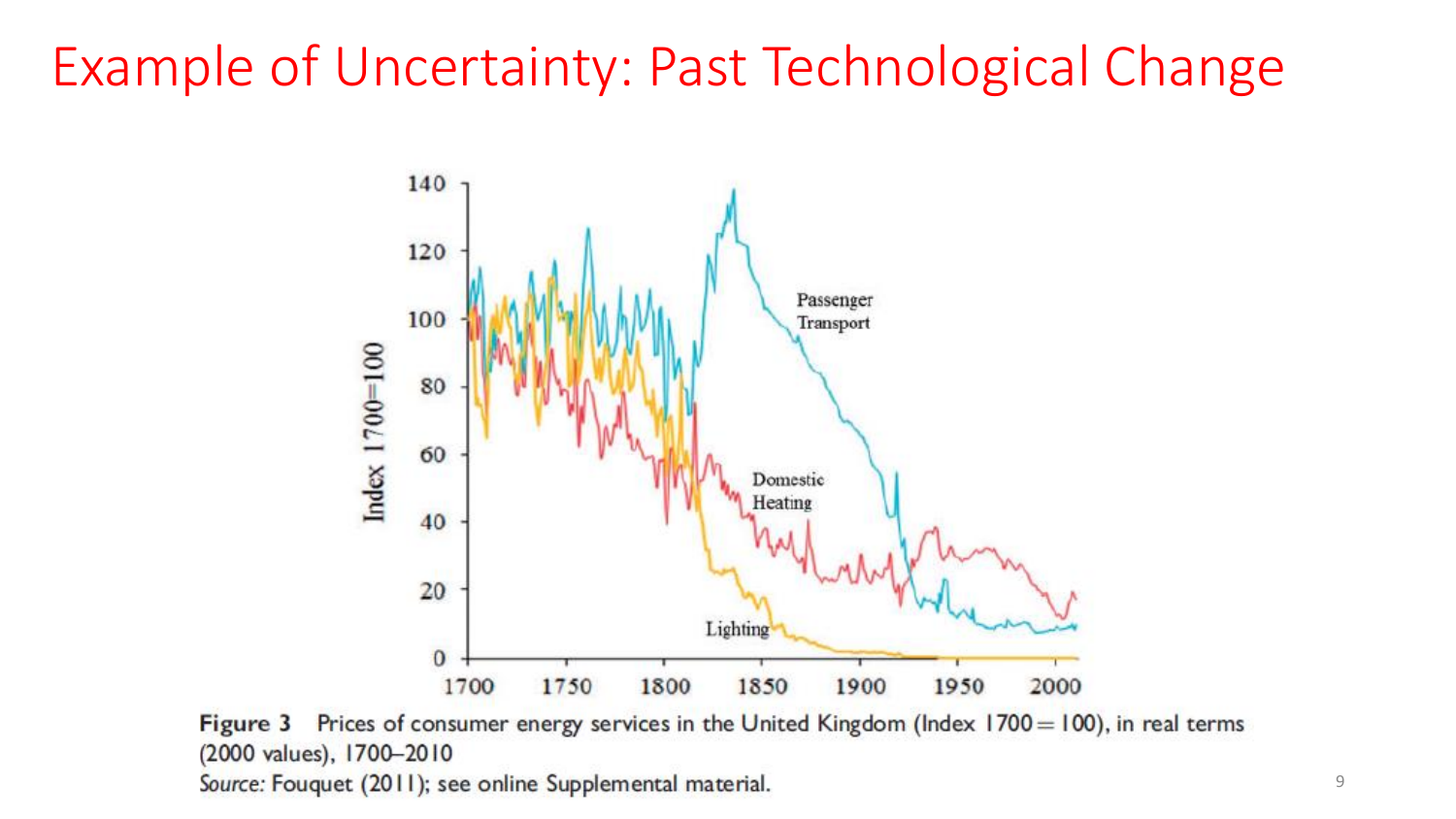# Example of Uncertainty: Past Technological Change

**Figure 3** Prices of consumer energy services in the United Kingdom (Index 1700 = 100), in real terms (2000 values), 1700–2010

*Source:* Fouquet (2011); see online Supplemental material.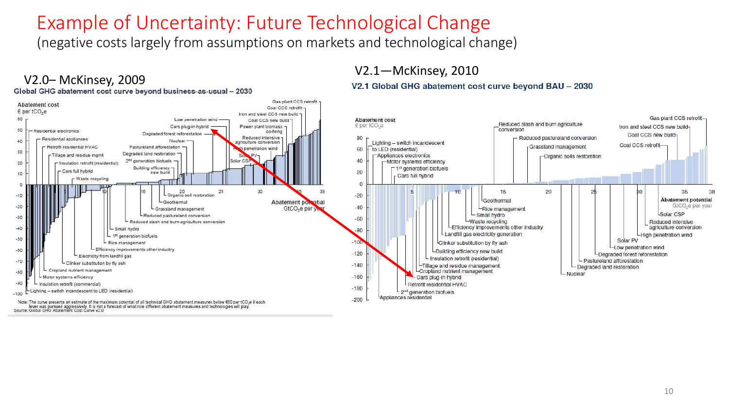# Example of Uncertainty: Future Technological Change

(negative costs largely from assumptions on markets and technological change)

## V2.0– McKinsey, 2009

**Global GHG abatement cost curve beyond business-as-usual – 2030**

Abatement cost
€ per $tCO_2e$

Abatement potential
$GtCO_2e$ per year

Low penetration wind, Cars plug-in hybrid, Residential electronics, Degraded forest reforestation, Residential appliances, Nuclear, Retrofit residential HVAC, Pastureland afforestation, Tillage and residue mgmt, Degraded land restoration, Insulation retrofit (residential), 2nd generation biofuels, Cars full hybrid, Building efficiency new build, Waste recycling, Gas plant CCS retrofit, Coal CCS retrofit, Iron and steel CCS new build, Coal CCS new build, Power plant biomass co-firing, Reduced intensive agriculture conversion, High penetration wind, Solar PV, Solar CSP

Organic soil restoration, Geothermal, Grassland management, Reduced pastureland conversion, Reduced slash and burn agriculture conversion, Small hydro, 1st generation biofuels, Rice management, Efficiency improvements other industry, Electricity from landfill gas, Clinker substitution by fly ash, Cropland nutrient management, Motor systems efficiency, Insulation retrofit (commercial), Lighting – switch incandescent to LED (residential)

Note: The curve presents an estimate of the maximum potential of all technical GHG abatement measures below €60 per $tCO_2e$ if each lever was pursued aggressively. It is not a forecast of what role different abatement measures and technologies will play.
Source: Global GHG Abatement Cost Curve v2.0

## V2.1—McKinsey, 2010

**V2.1 Global GHG abatement cost curve beyond BAU – 2030**

Abatement cost
€ per $tCO_2e$

Abatement potential
$GtCO_2e$ per year

Lighting – switch incandescent to LED (residential), Appliances electronics, Motor systems efficiency, 1st generation biofuels, Cars full hybrid, Reduced slash and burn agriculture conversion, Reduced pastureland conversion, Grassland management, Organic soils restoration, Gas plant CCS retrofit, Iron and steel CCS new build, Coal CCS new build, Coal CCS retrofit

Geothermal, Rice management, Small hydro, Waste recycling, Efficiency improvements other industry, Landfill gas electricity generation, Clinker substitution by fly ash, Building efficiency new build, Insulation retrofit (residential), Tillage and residue management, Cropland nutrient management, Cars plug-in hybrid, Retrofit residential HVAC, 2nd generation biofuels, Appliances residential, Solar CSP, Reduced intensive agriculture conversion, High penetration wind, Solar PV, Low penetration wind, Degraded forest reforestation, Pastureland afforestation, Degraded land restoration, Nuclear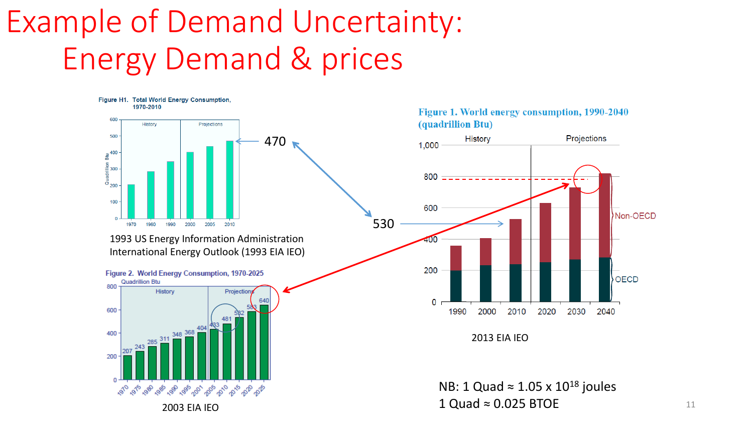# Example of Demand Uncertainty: Energy Demand & prices

**Figure H1. Total World Energy Consumption, 1970-2010**

470

1993 US Energy Information Administration International Energy Outlook (1993 EIA IEO)

**Figure 2. World Energy Consumption, 1970-2025**

Quadrillion Btu

| 1970 | 1975 | 1980 | 1985 | 1990 | 1995 | 2001 | 2005 | 2010 | 2015 | 2020 | 2025 |
|---|---|---|---|---|---|---|---|---|---|---|---|
| 207 | 243 | 285 | 311 | 348 | 368 | 404 | 433 | 481 | 532 | 583 | 640 |

2003 EIA IEO

530

**Figure 1. World energy consumption, 1990-2040 (quadrillion Btu)**

2013 EIA IEO

NB: 1 Quad ≈ 1.05 x $10^{18}$ joules
1 Quad ≈ 0.025 BTOE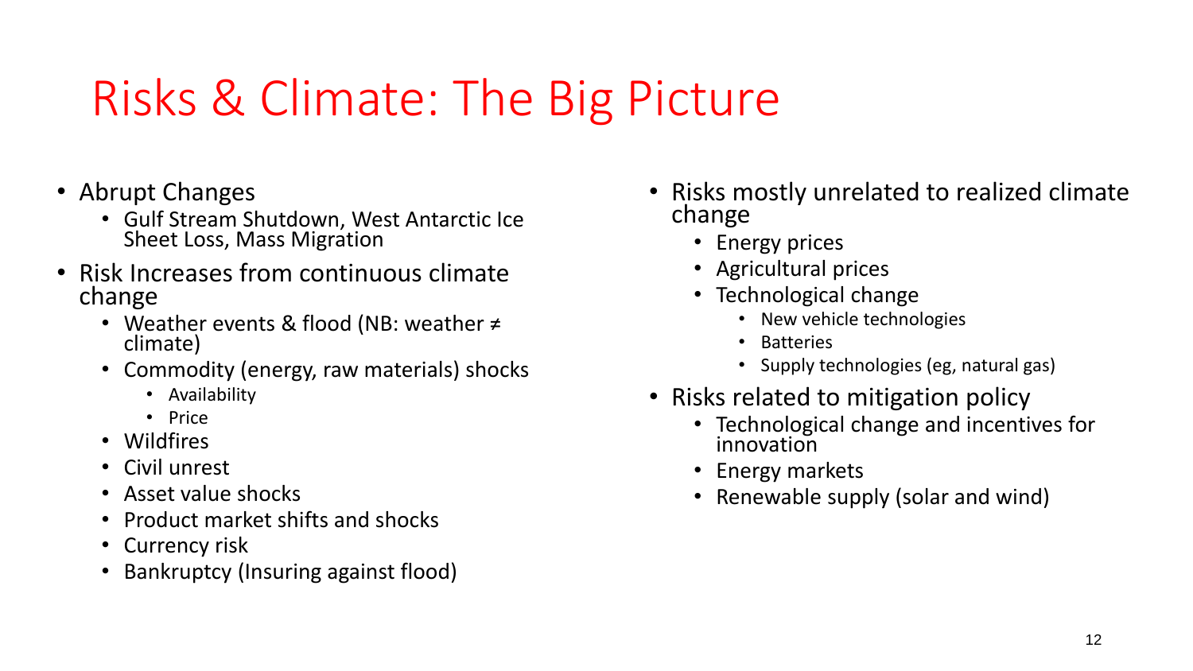# Risks & Climate: The Big Picture

- Abrupt Changes
  - Gulf Stream Shutdown, West Antarctic Ice Sheet Loss, Mass Migration
- Risk Increases from continuous climate change
  - Weather events & flood (NB: weather ≠ climate)
  - Commodity (energy, raw materials) shocks
    - Availability
    - Price
  - Wildfires
  - Civil unrest
  - Asset value shocks
  - Product market shifts and shocks
  - Currency risk
  - Bankruptcy (Insuring against flood)
- Risks mostly unrelated to realized climate change
  - Energy prices
  - Agricultural prices
  - Technological change
    - New vehicle technologies
    - Batteries
    - Supply technologies (eg, natural gas)
- Risks related to mitigation policy
  - Technological change and incentives for innovation
  - Energy markets
  - Renewable supply (solar and wind)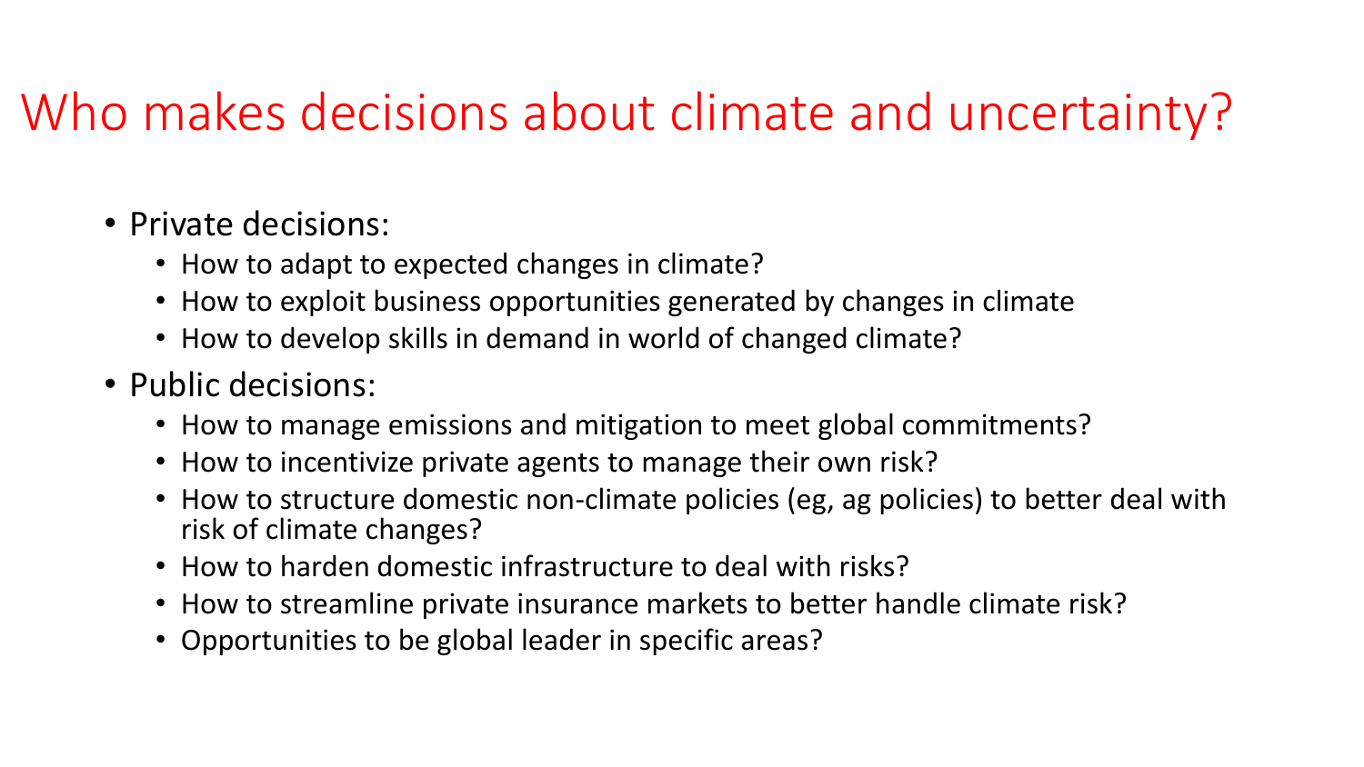# Who makes decisions about climate and uncertainty?

- Private decisions:
  - How to adapt to expected changes in climate?
  - How to exploit business opportunities generated by changes in climate
  - How to develop skills in demand in world of changed climate?
- Public decisions:
  - How to manage emissions and mitigation to meet global commitments?
  - How to incentivize private agents to manage their own risk?
  - How to structure domestic non-climate policies (eg, ag policies) to better deal with risk of climate changes?
  - How to harden domestic infrastructure to deal with risks?
  - How to streamline private insurance markets to better handle climate risk?
  - Opportunities to be global leader in specific areas?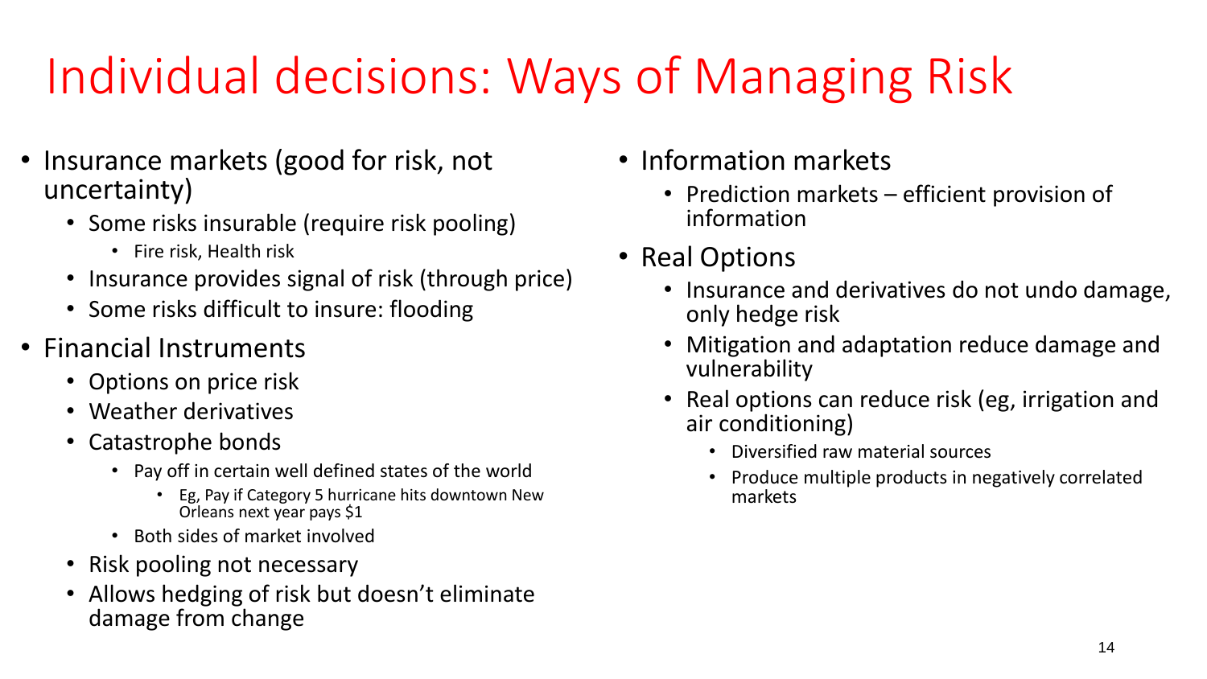# Individual decisions: Ways of Managing Risk

- Insurance markets (good for risk, not uncertainty)
  - Some risks insurable (require risk pooling)
    - Fire risk, Health risk
  - Insurance provides signal of risk (through price)
  - Some risks difficult to insure: flooding
- Financial Instruments
  - Options on price risk
  - Weather derivatives
  - Catastrophe bonds
    - Pay off in certain well defined states of the world
      - Eg, Pay if Category 5 hurricane hits downtown New Orleans next year pays $1
    - Both sides of market involved
  - Risk pooling not necessary
  - Allows hedging of risk but doesn't eliminate damage from change
- Information markets
  - Prediction markets – efficient provision of information
- Real Options
  - Insurance and derivatives do not undo damage, only hedge risk
  - Mitigation and adaptation reduce damage and vulnerability
  - Real options can reduce risk (eg, irrigation and air conditioning)
    - Diversified raw material sources
    - Produce multiple products in negatively correlated markets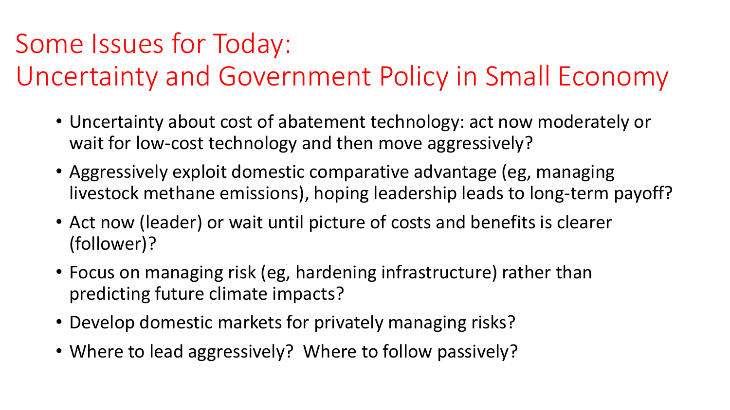# Some Issues for Today: Uncertainty and Government Policy in Small Economy

- Uncertainty about cost of abatement technology: act now moderately or wait for low-cost technology and then move aggressively?
- Aggressively exploit domestic comparative advantage (eg, managing livestock methane emissions), hoping leadership leads to long-term payoff?
- Act now (leader) or wait until picture of costs and benefits is clearer (follower)?
- Focus on managing risk (eg, hardening infrastructure) rather than predicting future climate impacts?
- Develop domestic markets for privately managing risks?
- Where to lead aggressively? Where to follow passively?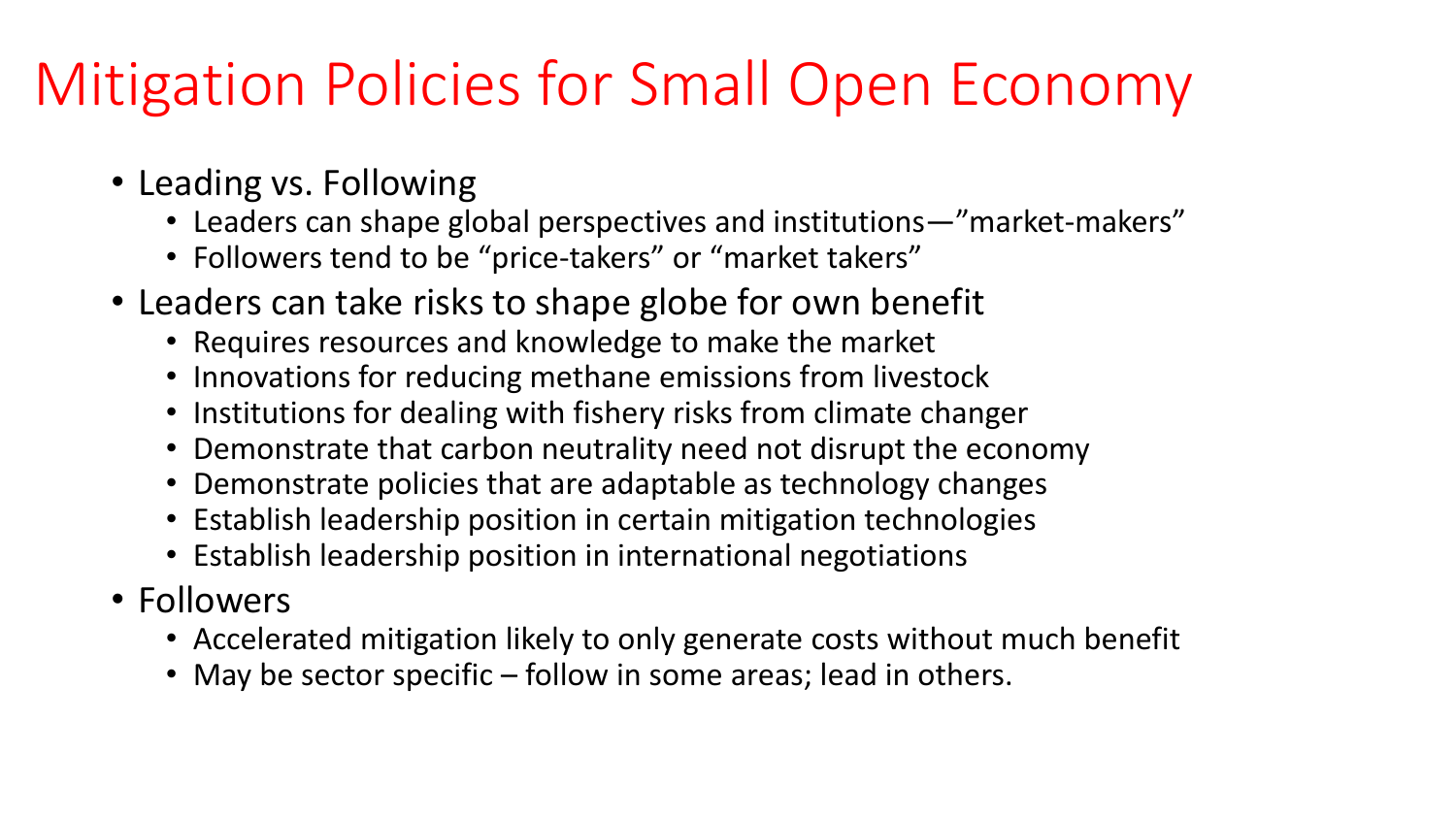# Mitigation Policies for Small Open Economy

- Leading vs. Following
  - Leaders can shape global perspectives and institutions—"market-makers"
  - Followers tend to be "price-takers" or "market takers"
- Leaders can take risks to shape globe for own benefit
  - Requires resources and knowledge to make the market
  - Innovations for reducing methane emissions from livestock
  - Institutions for dealing with fishery risks from climate changer
  - Demonstrate that carbon neutrality need not disrupt the economy
  - Demonstrate policies that are adaptable as technology changes
  - Establish leadership position in certain mitigation technologies
  - Establish leadership position in international negotiations
- Followers
  - Accelerated mitigation likely to only generate costs without much benefit
  - May be sector specific – follow in some areas; lead in others.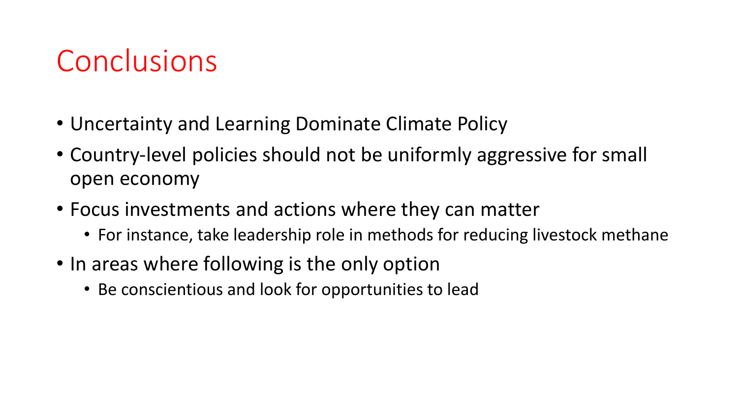# Conclusions

- Uncertainty and Learning Dominate Climate Policy
- Country-level policies should not be uniformly aggressive for small open economy
- Focus investments and actions where they can matter
  - For instance, take leadership role in methods for reducing livestock methane
- In areas where following is the only option
  - Be conscientious and look for opportunities to lead